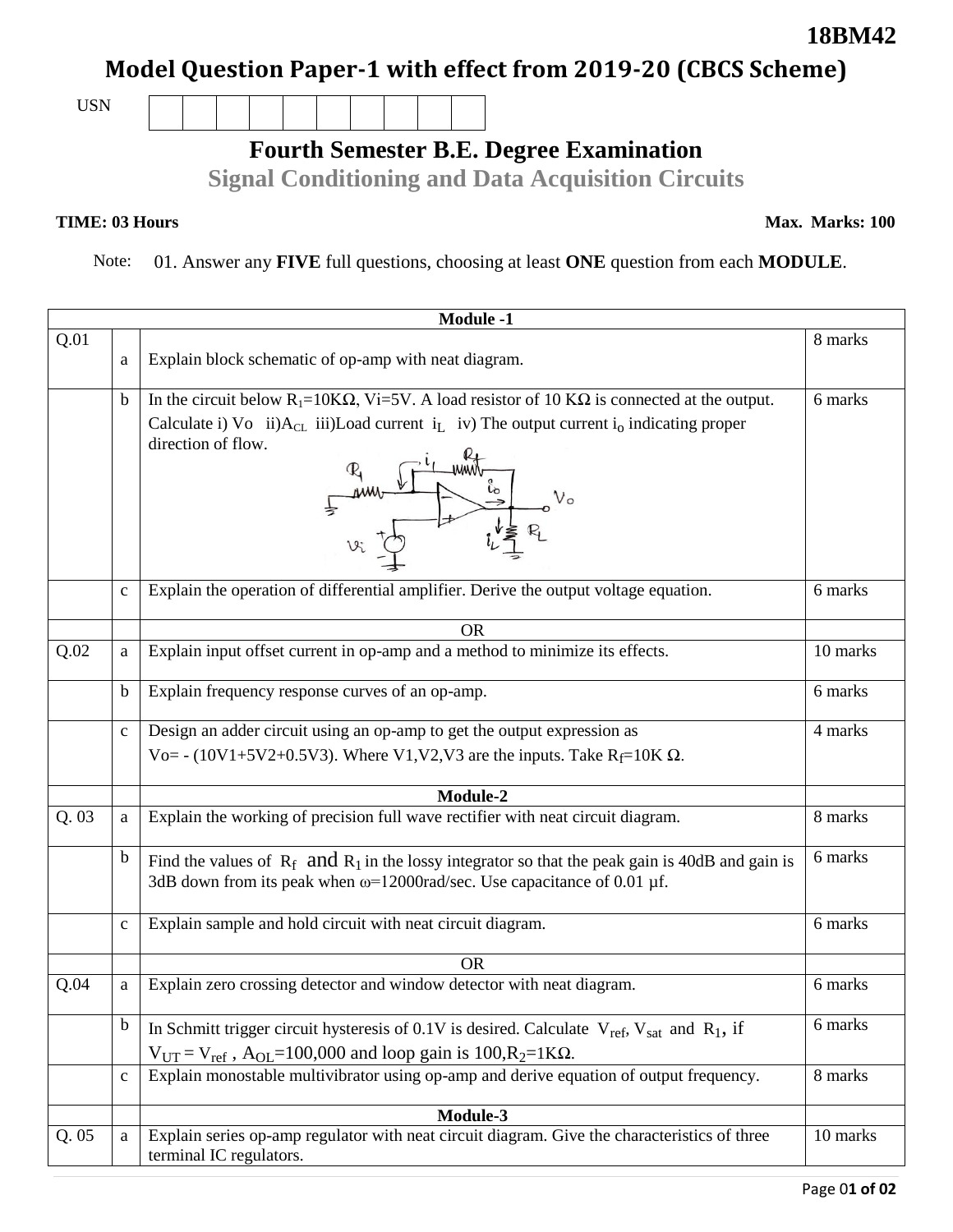**18BM42**

# Model Question Paper-1 with effect from 2019-20 (CBCS Scheme)

USN | | | | | | | | | | |

## Fourth Semester B.E. Degree Examination

## Signal Conditioning and Data Acquisition Circuits

**TIME: 03 Hours** **Max. Marks: 100**

Note: 01. Answer any **FIVE** full questions, choosing at least **ONE** question from each **MODULE**.

| | | Module -1 | |
|---|---|---|---|
| Q.01 | a | Explain block schematic of op-amp with neat diagram. | 8 marks |
| | b | In the circuit below $R_1$=10KΩ, Vi=5V. A load resistor of 10 KΩ is connected at the output. Calculate i) Vo ii) $A_{CL}$ iii) Load current $i_L$ iv) The output current $i_o$ indicating proper direction of flow. | 6 marks |
| | c | Explain the operation of differential amplifier. Derive the output voltage equation. | 6 marks |
| | | OR | |
| Q.02 | a | Explain input offset current in op-amp and a method to minimize its effects. | 10 marks |
| | b | Explain frequency response curves of an op-amp. | 6 marks |
| | c | Design an adder circuit using an op-amp to get the output expression as Vo= - (10V1+5V2+0.5V3). Where V1,V2,V3 are the inputs. Take $R_f$=10K Ω. | 4 marks |
| | | **Module-2** | |
| Q. 03 | a | Explain the working of precision full wave rectifier with neat circuit diagram. | 8 marks |
| | b | Find the values of $R_f$ and $R_1$ in the lossy integrator so that the peak gain is 40dB and gain is 3dB down from its peak when ω=12000rad/sec. Use capacitance of 0.01 μf. | 6 marks |
| | c | Explain sample and hold circuit with neat circuit diagram. | 6 marks |
| | | OR | |
| Q.04 | a | Explain zero crossing detector and window detector with neat diagram. | 6 marks |
| | b | In Schmitt trigger circuit hysteresis of 0.1V is desired. Calculate $V_{ref}$, $V_{sat}$ and $R_1$, if $V_{UT} = V_{ref}$ , $A_{OL}$=100,000 and loop gain is 100, $R_2$=1KΩ. | 6 marks |
| | c | Explain monostable multivibrator using op-amp and derive equation of output frequency. | 8 marks |
| | | **Module-3** | |
| Q. 05 | a | Explain series op-amp regulator with neat circuit diagram. Give the characteristics of three terminal IC regulators. | 10 marks |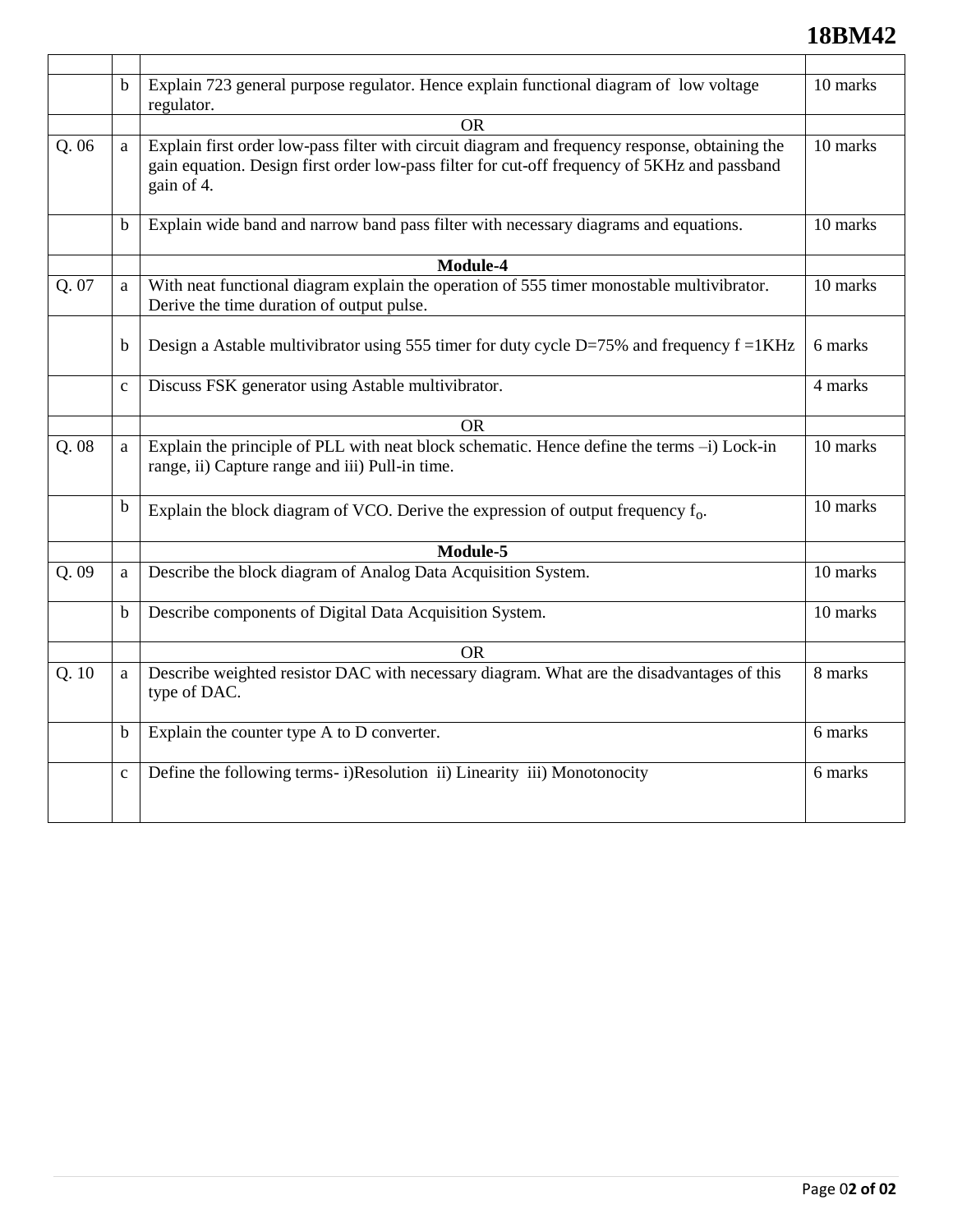| | | | |
|---|---|---|---|
| | b | Explain 723 general purpose regulator. Hence explain functional diagram of low voltage regulator. | 10 marks |
| | | OR | |
| Q. 06 | a | Explain first order low-pass filter with circuit diagram and frequency response, obtaining the gain equation. Design first order low-pass filter for cut-off frequency of 5KHz and passband gain of 4. | 10 marks |
| | b | Explain wide band and narrow band pass filter with necessary diagrams and equations. | 10 marks |
| | | **Module-4** | |
| Q. 07 | a | With neat functional diagram explain the operation of 555 timer monostable multivibrator. Derive the time duration of output pulse. | 10 marks |
| | b | Design a Astable multivibrator using 555 timer for duty cycle D=75% and frequency f =1KHz | 6 marks |
| | c | Discuss FSK generator using Astable multivibrator. | 4 marks |
| | | OR | |
| Q. 08 | a | Explain the principle of PLL with neat block schematic. Hence define the terms –i) Lock-in range, ii) Capture range and iii) Pull-in time. | 10 marks |
| | b | Explain the block diagram of VCO. Derive the expression of output frequency $f_o$. | 10 marks |
| | | **Module-5** | |
| Q. 09 | a | Describe the block diagram of Analog Data Acquisition System. | 10 marks |
| | b | Describe components of Digital Data Acquisition System. | 10 marks |
| | | OR | |
| Q. 10 | a | Describe weighted resistor DAC with necessary diagram. What are the disadvantages of this type of DAC. | 8 marks |
| | b | Explain the counter type A to D converter. | 6 marks |
| | c | Define the following terms- i)Resolution ii) Linearity iii) Monotonocity | 6 marks |